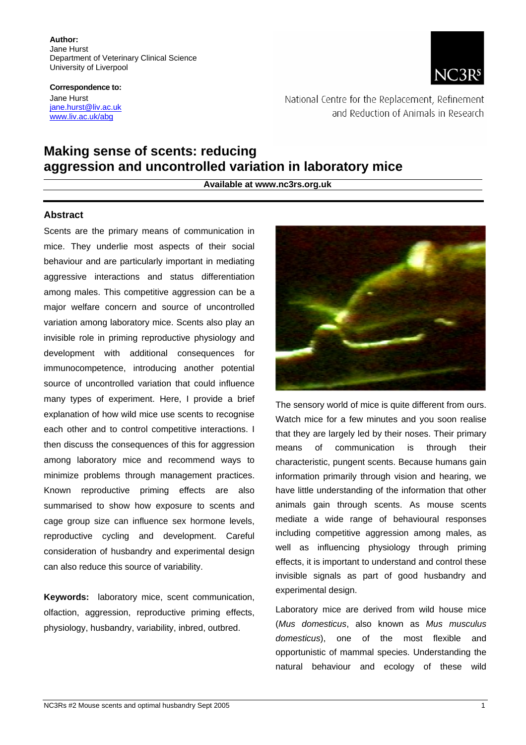**Author:**
Jane Hurst
Department of Veterinary Clinical Science
University of Liverpool

**Correspondence to:**
Jane Hurst
jane.hurst@liv.ac.uk
www.liv.ac.uk/abg

NC3Rs

National Centre for the Replacement, Refinement and Reduction of Animals in Research

# Making sense of scents: reducing aggression and uncontrolled variation in laboratory mice

**Available at www.nc3rs.org.uk**

## Abstract

Scents are the primary means of communication in mice. They underlie most aspects of their social behaviour and are particularly important in mediating aggressive interactions and status differentiation among males. This competitive aggression can be a major welfare concern and source of uncontrolled variation among laboratory mice. Scents also play an invisible role in priming reproductive physiology and development with additional consequences for immunocompetence, introducing another potential source of uncontrolled variation that could influence many types of experiment. Here, I provide a brief explanation of how wild mice use scents to recognise each other and to control competitive interactions. I then discuss the consequences of this for aggression among laboratory mice and recommend ways to minimize problems through management practices. Known reproductive priming effects are also summarised to show how exposure to scents and cage group size can influence sex hormone levels, reproductive cycling and development. Careful consideration of husbandry and experimental design can also reduce this source of variability.

**Keywords:** laboratory mice, scent communication, olfaction, aggression, reproductive priming effects, physiology, husbandry, variability, inbred, outbred.

The sensory world of mice is quite different from ours. Watch mice for a few minutes and you soon realise that they are largely led by their noses. Their primary means of communication is through their characteristic, pungent scents. Because humans gain information primarily through vision and hearing, we have little understanding of the information that other animals gain through scents. As mouse scents mediate a wide range of behavioural responses including competitive aggression among males, as well as influencing physiology through priming effects, it is important to understand and control these invisible signals as part of good husbandry and experimental design.

Laboratory mice are derived from wild house mice (*Mus domesticus*, also known as *Mus musculus domesticus*), one of the most flexible and opportunistic of mammal species. Understanding the natural behaviour and ecology of these wild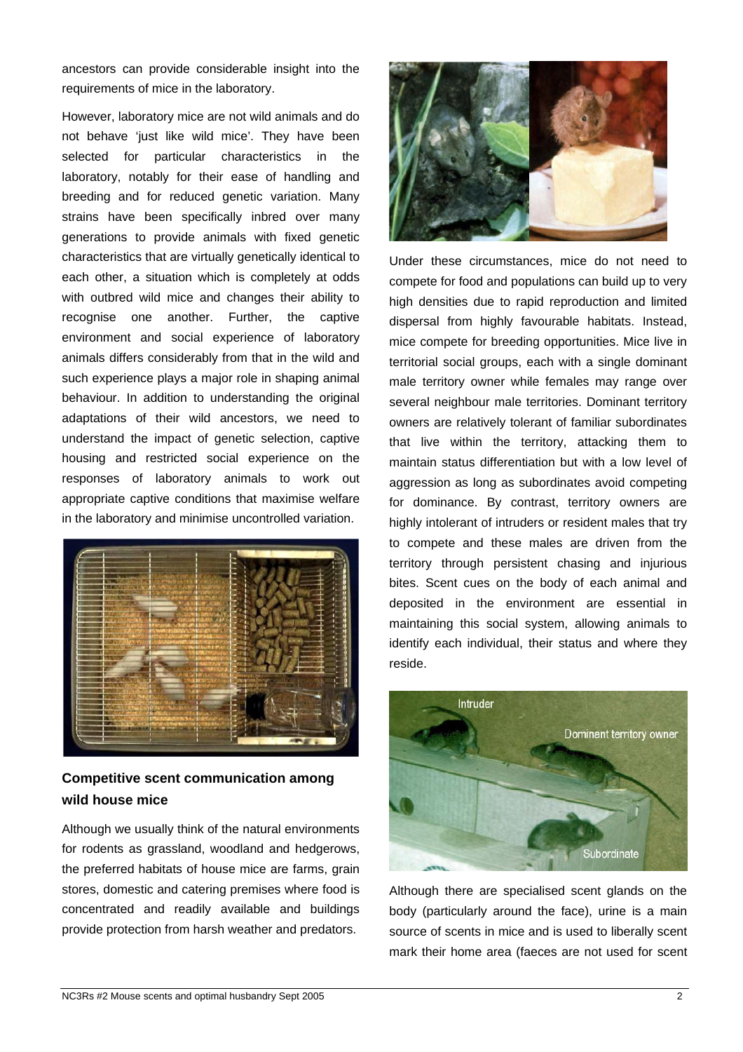ancestors can provide considerable insight into the requirements of mice in the laboratory.

However, laboratory mice are not wild animals and do not behave 'just like wild mice'. They have been selected for particular characteristics in the laboratory, notably for their ease of handling and breeding and for reduced genetic variation. Many strains have been specifically inbred over many generations to provide animals with fixed genetic characteristics that are virtually genetically identical to each other, a situation which is completely at odds with outbred wild mice and changes their ability to recognise one another. Further, the captive environment and social experience of laboratory animals differs considerably from that in the wild and such experience plays a major role in shaping animal behaviour. In addition to understanding the original adaptations of their wild ancestors, we need to understand the impact of genetic selection, captive housing and restricted social experience on the responses of laboratory animals to work out appropriate captive conditions that maximise welfare in the laboratory and minimise uncontrolled variation.

## Competitive scent communication among wild house mice

Although we usually think of the natural environments for rodents as grassland, woodland and hedgerows, the preferred habitats of house mice are farms, grain stores, domestic and catering premises where food is concentrated and readily available and buildings provide protection from harsh weather and predators.

Under these circumstances, mice do not need to compete for food and populations can build up to very high densities due to rapid reproduction and limited dispersal from highly favourable habitats. Instead, mice compete for breeding opportunities. Mice live in territorial social groups, each with a single dominant male territory owner while females may range over several neighbour male territories. Dominant territory owners are relatively tolerant of familiar subordinates that live within the territory, attacking them to maintain status differentiation but with a low level of aggression as long as subordinates avoid competing for dominance. By contrast, territory owners are highly intolerant of intruders or resident males that try to compete and these males are driven from the territory through persistent chasing and injurious bites. Scent cues on the body of each animal and deposited in the environment are essential in maintaining this social system, allowing animals to identify each individual, their status and where they reside.

Intruder

Dominant territory owner

Subordinate

Although there are specialised scent glands on the body (particularly around the face), urine is a main source of scents in mice and is used to liberally scent mark their home area (faeces are not used for scent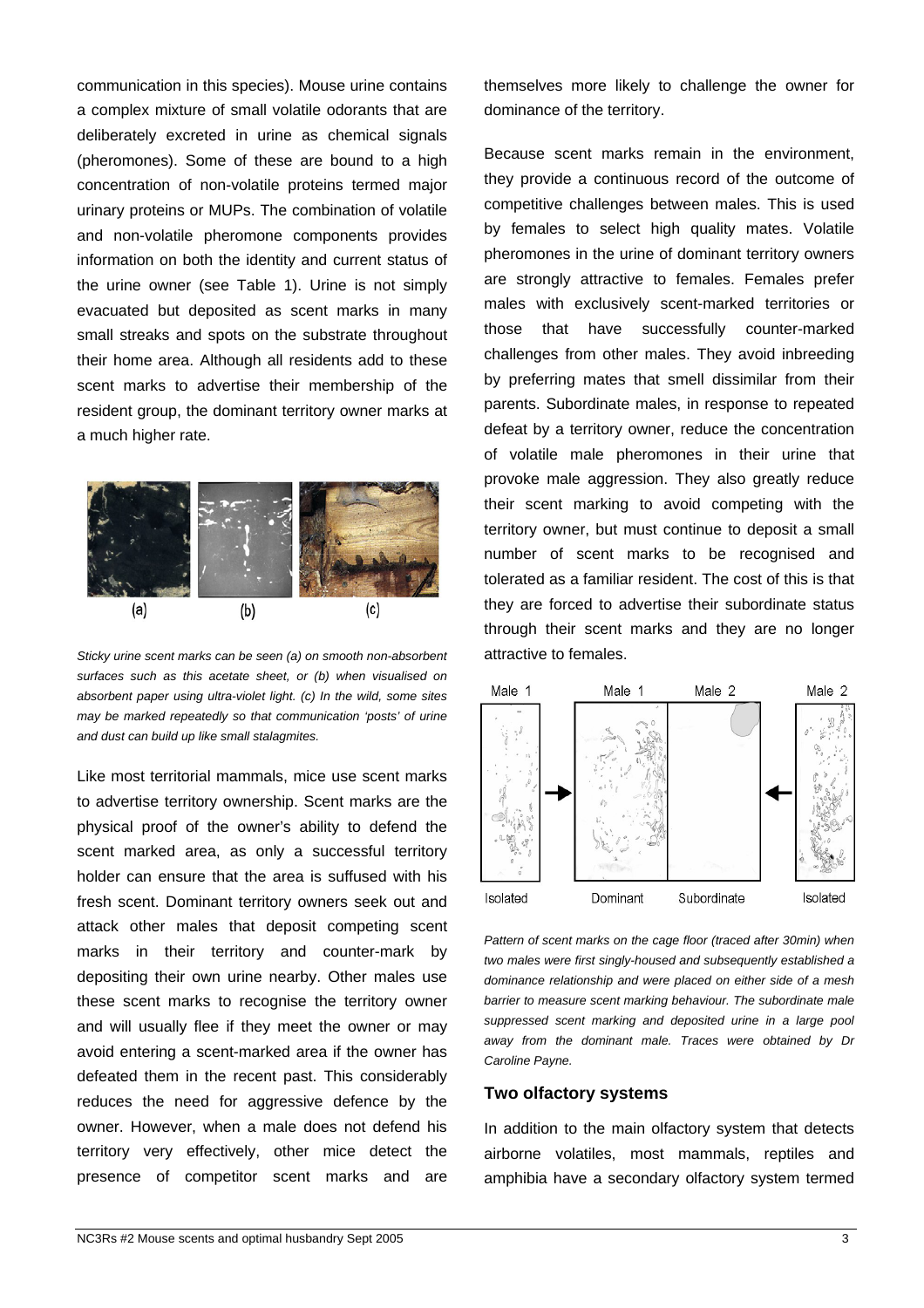communication in this species). Mouse urine contains a complex mixture of small volatile odorants that are deliberately excreted in urine as chemical signals (pheromones). Some of these are bound to a high concentration of non-volatile proteins termed major urinary proteins or MUPs. The combination of volatile and non-volatile pheromone components provides information on both the identity and current status of the urine owner (see Table 1). Urine is not simply evacuated but deposited as scent marks in many small streaks and spots on the substrate throughout their home area. Although all residents add to these scent marks to advertise their membership of the resident group, the dominant territory owner marks at a much higher rate.

*Sticky urine scent marks can be seen (a) on smooth non-absorbent surfaces such as this acetate sheet, or (b) when visualised on absorbent paper using ultra-violet light. (c) In the wild, some sites may be marked repeatedly so that communication 'posts' of urine and dust can build up like small stalagmites.*

Like most territorial mammals, mice use scent marks to advertise territory ownership. Scent marks are the physical proof of the owner's ability to defend the scent marked area, as only a successful territory holder can ensure that the area is suffused with his fresh scent. Dominant territory owners seek out and attack other males that deposit competing scent marks in their territory and counter-mark by depositing their own urine nearby. Other males use these scent marks to recognise the territory owner and will usually flee if they meet the owner or may avoid entering a scent-marked area if the owner has defeated them in the recent past. This considerably reduces the need for aggressive defence by the owner. However, when a male does not defend his territory very effectively, other mice detect the presence of competitor scent marks and are themselves more likely to challenge the owner for dominance of the territory.

Because scent marks remain in the environment, they provide a continuous record of the outcome of competitive challenges between males. This is used by females to select high quality mates. Volatile pheromones in the urine of dominant territory owners are strongly attractive to females. Females prefer males with exclusively scent-marked territories or those that have successfully counter-marked challenges from other males. They avoid inbreeding by preferring mates that smell dissimilar from their parents. Subordinate males, in response to repeated defeat by a territory owner, reduce the concentration of volatile male pheromones in their urine that provoke male aggression. They also greatly reduce their scent marking to avoid competing with the territory owner, but must continue to deposit a small number of scent marks to be recognised and tolerated as a familiar resident. The cost of this is that they are forced to advertise their subordinate status through their scent marks and they are no longer attractive to females.

*Pattern of scent marks on the cage floor (traced after 30min) when two males were first singly-housed and subsequently established a dominance relationship and were placed on either side of a mesh barrier to measure scent marking behaviour. The subordinate male suppressed scent marking and deposited urine in a large pool away from the dominant male. Traces were obtained by Dr Caroline Payne.*

## Two olfactory systems

In addition to the main olfactory system that detects airborne volatiles, most mammals, reptiles and amphibia have a secondary olfactory system termed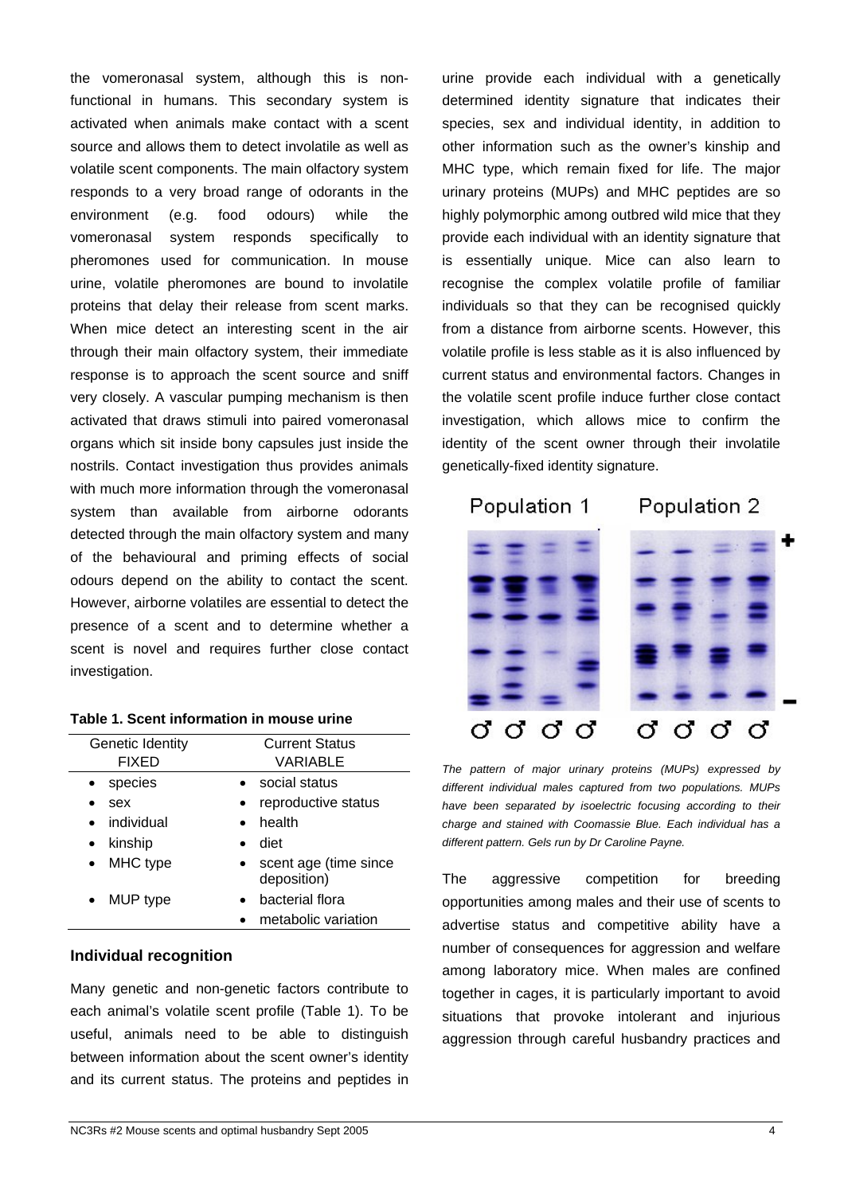the vomeronasal system, although this is non-functional in humans. This secondary system is activated when animals make contact with a scent source and allows them to detect involatile as well as volatile scent components. The main olfactory system responds to a very broad range of odorants in the environment (e.g. food odours) while the vomeronasal system responds specifically to pheromones used for communication. In mouse urine, volatile pheromones are bound to involatile proteins that delay their release from scent marks. When mice detect an interesting scent in the air through their main olfactory system, their immediate response is to approach the scent source and sniff very closely. A vascular pumping mechanism is then activated that draws stimuli into paired vomeronasal organs which sit inside bony capsules just inside the nostrils. Contact investigation thus provides animals with much more information through the vomeronasal system than available from airborne odorants detected through the main olfactory system and many of the behavioural and priming effects of social odours depend on the ability to contact the scent. However, airborne volatiles are essential to detect the presence of a scent and to determine whether a scent is novel and requires further close contact investigation.

**Table 1. Scent information in mouse urine**

| Genetic Identity FIXED | Current Status VARIABLE |
|---|---|
| • species | • social status |
| • sex | • reproductive status |
| • individual | • health |
| • kinship | • diet |
| • MHC type | • scent age (time since deposition) |
| • MUP type | • bacterial flora |
| | • metabolic variation |

## Individual recognition

Many genetic and non-genetic factors contribute to each animal's volatile scent profile (Table 1). To be useful, animals need to be able to distinguish between information about the scent owner's identity and its current status. The proteins and peptides in urine provide each individual with a genetically determined identity signature that indicates their species, sex and individual identity, in addition to other information such as the owner's kinship and MHC type, which remain fixed for life. The major urinary proteins (MUPs) and MHC peptides are so highly polymorphic among outbred wild mice that they provide each individual with an identity signature that is essentially unique. Mice can also learn to recognise the complex volatile profile of familiar individuals so that they can be recognised quickly from a distance from airborne scents. However, this volatile profile is less stable as it is also influenced by current status and environmental factors. Changes in the volatile scent profile induce further close contact investigation, which allows mice to confirm the identity of the scent owner through their involatile genetically-fixed identity signature.

Population 1 Population 2

♂ ♂ ♂ ♂ ♂ ♂ ♂ ♂

*The pattern of major urinary proteins (MUPs) expressed by different individual males captured from two populations. MUPs have been separated by isoelectric focusing according to their charge and stained with Coomassie Blue. Each individual has a different pattern. Gels run by Dr Caroline Payne.*

The aggressive competition for breeding opportunities among males and their use of scents to advertise status and competitive ability have a number of consequences for aggression and welfare among laboratory mice. When males are confined together in cages, it is particularly important to avoid situations that provoke intolerant and injurious aggression through careful husbandry practices and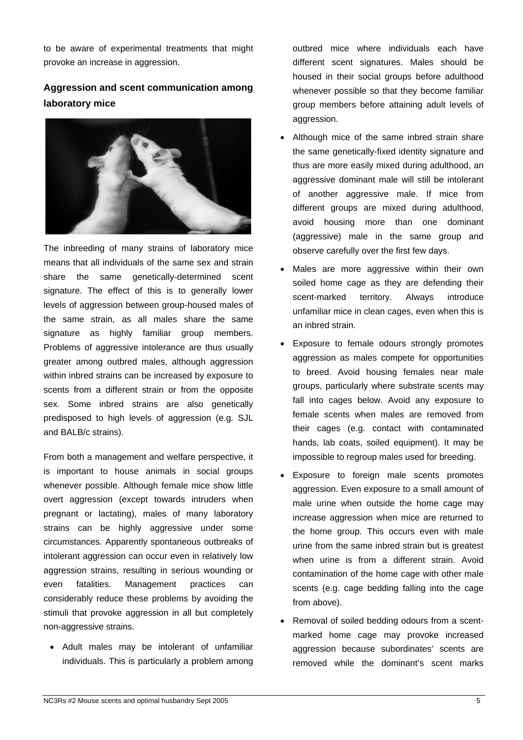to be aware of experimental treatments that might provoke an increase in aggression.

### Aggression and scent communication among laboratory mice

The inbreeding of many strains of laboratory mice means that all individuals of the same sex and strain share the same genetically-determined scent signature. The effect of this is to generally lower levels of aggression between group-housed males of the same strain, as all males share the same signature as highly familiar group members. Problems of aggressive intolerance are thus usually greater among outbred males, although aggression within inbred strains can be increased by exposure to scents from a different strain or from the opposite sex. Some inbred strains are also genetically predisposed to high levels of aggression (e.g. SJL and BALB/c strains).

From both a management and welfare perspective, it is important to house animals in social groups whenever possible. Although female mice show little overt aggression (except towards intruders when pregnant or lactating), males of many laboratory strains can be highly aggressive under some circumstances. Apparently spontaneous outbreaks of intolerant aggression can occur even in relatively low aggression strains, resulting in serious wounding or even fatalities. Management practices can considerably reduce these problems by avoiding the stimuli that provoke aggression in all but completely non-aggressive strains.

- Adult males may be intolerant of unfamiliar individuals. This is particularly a problem among outbred mice where individuals each have different scent signatures. Males should be housed in their social groups before adulthood whenever possible so that they become familiar group members before attaining adult levels of aggression.
- Although mice of the same inbred strain share the same genetically-fixed identity signature and thus are more easily mixed during adulthood, an aggressive dominant male will still be intolerant of another aggressive male. If mice from different groups are mixed during adulthood, avoid housing more than one dominant (aggressive) male in the same group and observe carefully over the first few days.
- Males are more aggressive within their own soiled home cage as they are defending their scent-marked territory. Always introduce unfamiliar mice in clean cages, even when this is an inbred strain.
- Exposure to female odours strongly promotes aggression as males compete for opportunities to breed. Avoid housing females near male groups, particularly where substrate scents may fall into cages below. Avoid any exposure to female scents when males are removed from their cages (e.g. contact with contaminated hands, lab coats, soiled equipment). It may be impossible to regroup males used for breeding.
- Exposure to foreign male scents promotes aggression. Even exposure to a small amount of male urine when outside the home cage may increase aggression when mice are returned to the home group. This occurs even with male urine from the same inbred strain but is greatest when urine is from a different strain. Avoid contamination of the home cage with other male scents (e.g. cage bedding falling into the cage from above).
- Removal of soiled bedding odours from a scent-marked home cage may provoke increased aggression because subordinates' scents are removed while the dominant's scent marks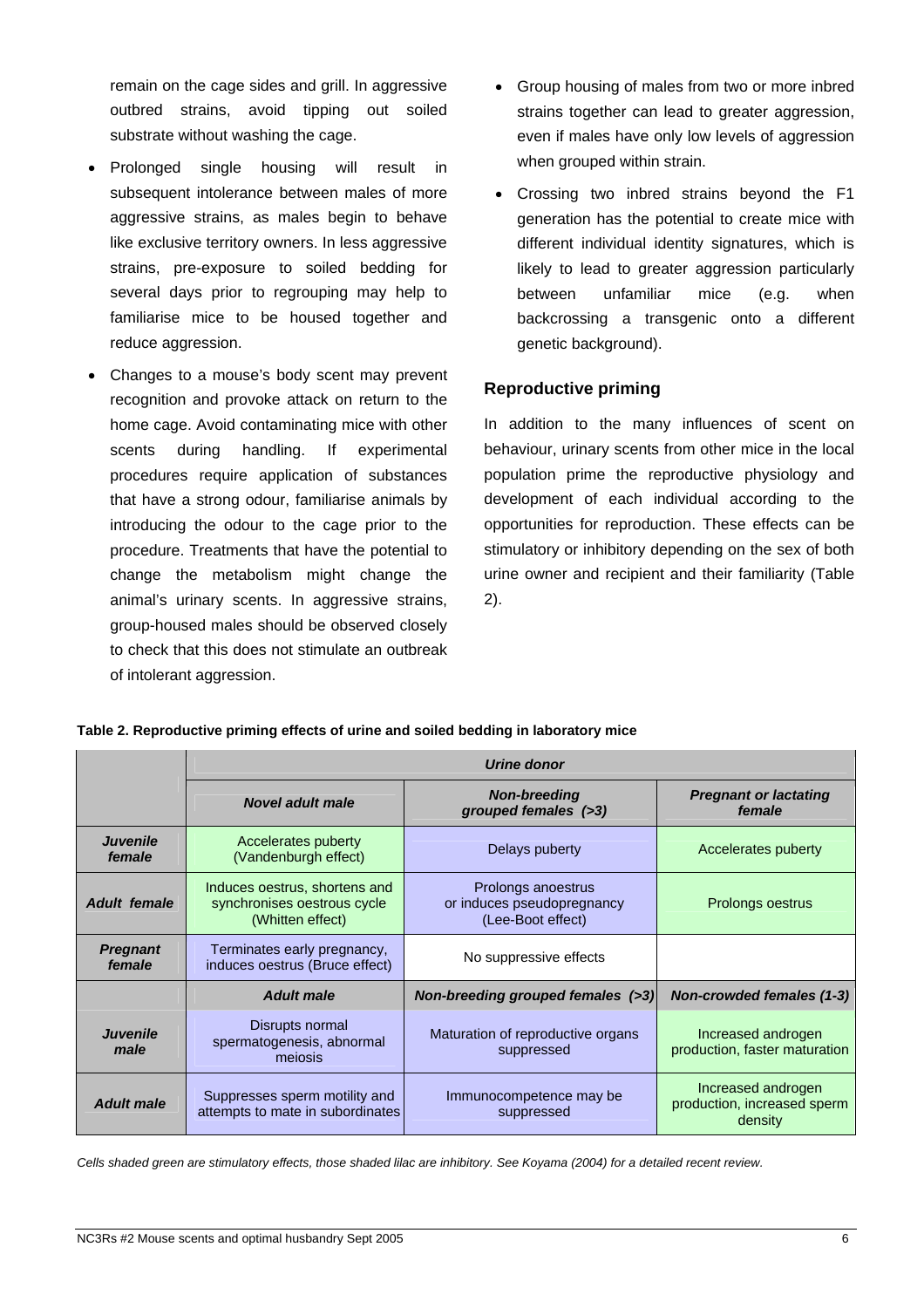remain on the cage sides and grill. In aggressive outbred strains, avoid tipping out soiled substrate without washing the cage.

- Prolonged single housing will result in subsequent intolerance between males of more aggressive strains, as males begin to behave like exclusive territory owners. In less aggressive strains, pre-exposure to soiled bedding for several days prior to regrouping may help to familiarise mice to be housed together and reduce aggression.
- Changes to a mouse's body scent may prevent recognition and provoke attack on return to the home cage. Avoid contaminating mice with other scents during handling. If experimental procedures require application of substances that have a strong odour, familiarise animals by introducing the odour to the cage prior to the procedure. Treatments that have the potential to change the metabolism might change the animal's urinary scents. In aggressive strains, group-housed males should be observed closely to check that this does not stimulate an outbreak of intolerant aggression.
- Group housing of males from two or more inbred strains together can lead to greater aggression, even if males have only low levels of aggression when grouped within strain.
- Crossing two inbred strains beyond the F1 generation has the potential to create mice with different individual identity signatures, which is likely to lead to greater aggression particularly between unfamiliar mice (e.g. when backcrossing a transgenic onto a different genetic background).

## Reproductive priming

In addition to the many influences of scent on behaviour, urinary scents from other mice in the local population prime the reproductive physiology and development of each individual according to the opportunities for reproduction. These effects can be stimulatory or inhibitory depending on the sex of both urine owner and recipient and their familiarity (Table 2).

**Table 2. Reproductive priming effects of urine and soiled bedding in laboratory mice**

| | ***Urine donor*** | | |
|---|---|---|---|
| | ***Novel adult male*** | ***Non-breeding grouped females (>3)*** | ***Pregnant or lactating female*** |
| ***Juvenile female*** | Accelerates puberty (Vandenburgh effect) | Delays puberty | Accelerates puberty |
| ***Adult female*** | Induces oestrus, shortens and synchronises oestrous cycle (Whitten effect) | Prolongs anoestrus or induces pseudopregnancy (Lee-Boot effect) | Prolongs oestrus |
| ***Pregnant female*** | Terminates early pregnancy, induces oestrus (Bruce effect) | No suppressive effects | |
| | ***Adult male*** | ***Non-breeding grouped females (>3)*** | ***Non-crowded females (1-3)*** |
| ***Juvenile male*** | Disrupts normal spermatogenesis, abnormal meiosis | Maturation of reproductive organs suppressed | Increased androgen production, faster maturation |
| ***Adult male*** | Suppresses sperm motility and attempts to mate in subordinates | Immunocompetence may be suppressed | Increased androgen production, increased sperm density |

*Cells shaded green are stimulatory effects, those shaded lilac are inhibitory. See Koyama (2004) for a detailed recent review.*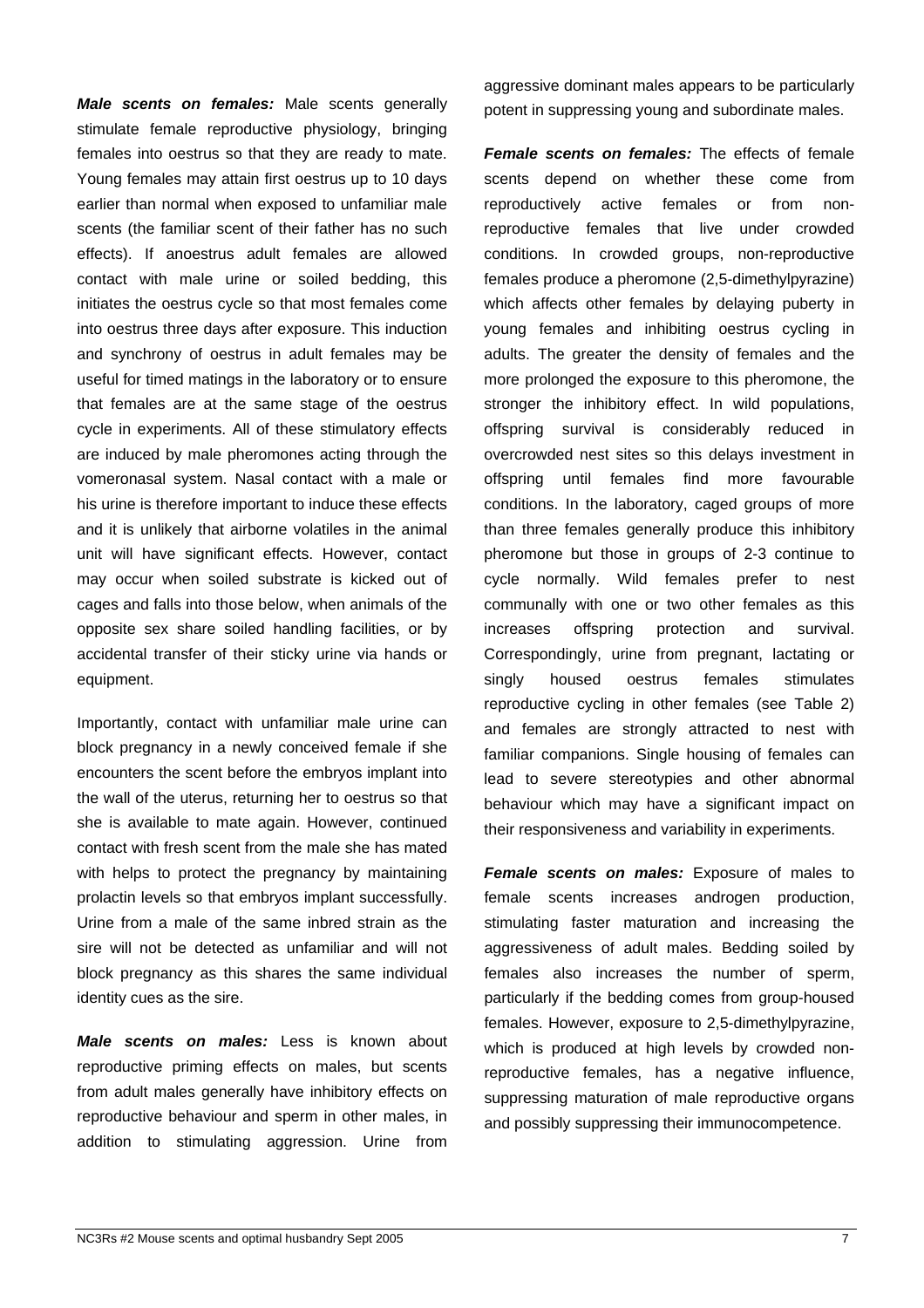***Male scents on females:*** Male scents generally stimulate female reproductive physiology, bringing females into oestrus so that they are ready to mate. Young females may attain first oestrus up to 10 days earlier than normal when exposed to unfamiliar male scents (the familiar scent of their father has no such effects). If anoestrus adult females are allowed contact with male urine or soiled bedding, this initiates the oestrus cycle so that most females come into oestrus three days after exposure. This induction and synchrony of oestrus in adult females may be useful for timed matings in the laboratory or to ensure that females are at the same stage of the oestrus cycle in experiments. All of these stimulatory effects are induced by male pheromones acting through the vomeronasal system. Nasal contact with a male or his urine is therefore important to induce these effects and it is unlikely that airborne volatiles in the animal unit will have significant effects. However, contact may occur when soiled substrate is kicked out of cages and falls into those below, when animals of the opposite sex share soiled handling facilities, or by accidental transfer of their sticky urine via hands or equipment.

Importantly, contact with unfamiliar male urine can block pregnancy in a newly conceived female if she encounters the scent before the embryos implant into the wall of the uterus, returning her to oestrus so that she is available to mate again. However, continued contact with fresh scent from the male she has mated with helps to protect the pregnancy by maintaining prolactin levels so that embryos implant successfully. Urine from a male of the same inbred strain as the sire will not be detected as unfamiliar and will not block pregnancy as this shares the same individual identity cues as the sire.

***Male scents on males:*** Less is known about reproductive priming effects on males, but scents from adult males generally have inhibitory effects on reproductive behaviour and sperm in other males, in addition to stimulating aggression. Urine from aggressive dominant males appears to be particularly potent in suppressing young and subordinate males.

***Female scents on females:*** The effects of female scents depend on whether these come from reproductively active females or from non-reproductive females that live under crowded conditions. In crowded groups, non-reproductive females produce a pheromone (2,5-dimethylpyrazine) which affects other females by delaying puberty in young females and inhibiting oestrus cycling in adults. The greater the density of females and the more prolonged the exposure to this pheromone, the stronger the inhibitory effect. In wild populations, offspring survival is considerably reduced in overcrowded nest sites so this delays investment in offspring until females find more favourable conditions. In the laboratory, caged groups of more than three females generally produce this inhibitory pheromone but those in groups of 2-3 continue to cycle normally. Wild females prefer to nest communally with one or two other females as this increases offspring protection and survival. Correspondingly, urine from pregnant, lactating or singly housed oestrus females stimulates reproductive cycling in other females (see Table 2) and females are strongly attracted to nest with familiar companions. Single housing of females can lead to severe stereotypies and other abnormal behaviour which may have a significant impact on their responsiveness and variability in experiments.

***Female scents on males:*** Exposure of males to female scents increases androgen production, stimulating faster maturation and increasing the aggressiveness of adult males. Bedding soiled by females also increases the number of sperm, particularly if the bedding comes from group-housed females. However, exposure to 2,5-dimethylpyrazine, which is produced at high levels by crowded non-reproductive females, has a negative influence, suppressing maturation of male reproductive organs and possibly suppressing their immunocompetence.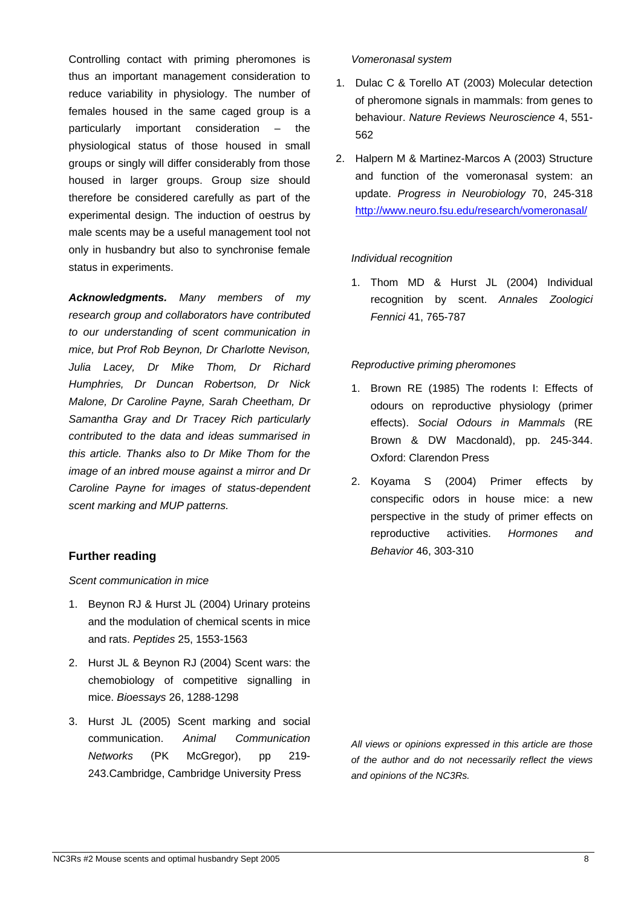Controlling contact with priming pheromones is thus an important management consideration to reduce variability in physiology. The number of females housed in the same caged group is a particularly important consideration – the physiological status of those housed in small groups or singly will differ considerably from those housed in larger groups. Group size should therefore be considered carefully as part of the experimental design. The induction of oestrus by male scents may be a useful management tool not only in husbandry but also to synchronise female status in experiments.

***Acknowledgments.*** *Many members of my research group and collaborators have contributed to our understanding of scent communication in mice, but Prof Rob Beynon, Dr Charlotte Nevison, Julia Lacey, Dr Mike Thom, Dr Richard Humphries, Dr Duncan Robertson, Dr Nick Malone, Dr Caroline Payne, Sarah Cheetham, Dr Samantha Gray and Dr Tracey Rich particularly contributed to the data and ideas summarised in this article. Thanks also to Dr Mike Thom for the image of an inbred mouse against a mirror and Dr Caroline Payne for images of status-dependent scent marking and MUP patterns.*

## Further reading

*Scent communication in mice*

1. Beynon RJ & Hurst JL (2004) Urinary proteins and the modulation of chemical scents in mice and rats. *Peptides* 25, 1553-1563
2. Hurst JL & Beynon RJ (2004) Scent wars: the chemobiology of competitive signalling in mice. *Bioessays* 26, 1288-1298
3. Hurst JL (2005) Scent marking and social communication. *Animal Communication Networks* (PK McGregor), pp 219-243.Cambridge, Cambridge University Press

*Vomeronasal system*

1. Dulac C & Torello AT (2003) Molecular detection of pheromone signals in mammals: from genes to behaviour. *Nature Reviews Neuroscience* 4, 551-562
2. Halpern M & Martinez-Marcos A (2003) Structure and function of the vomeronasal system: an update. *Progress in Neurobiology* 70, 245-318 http://www.neuro.fsu.edu/research/vomeronasal/

*Individual recognition*

1. Thom MD & Hurst JL (2004) Individual recognition by scent. *Annales Zoologici Fennici* 41, 765-787

*Reproductive priming pheromones*

1. Brown RE (1985) The rodents I: Effects of odours on reproductive physiology (primer effects). *Social Odours in Mammals* (RE Brown & DW Macdonald), pp. 245-344. Oxford: Clarendon Press
2. Koyama S (2004) Primer effects by conspecific odors in house mice: a new perspective in the study of primer effects on reproductive activities. *Hormones and Behavior* 46, 303-310

*All views or opinions expressed in this article are those of the author and do not necessarily reflect the views and opinions of the NC3Rs.*